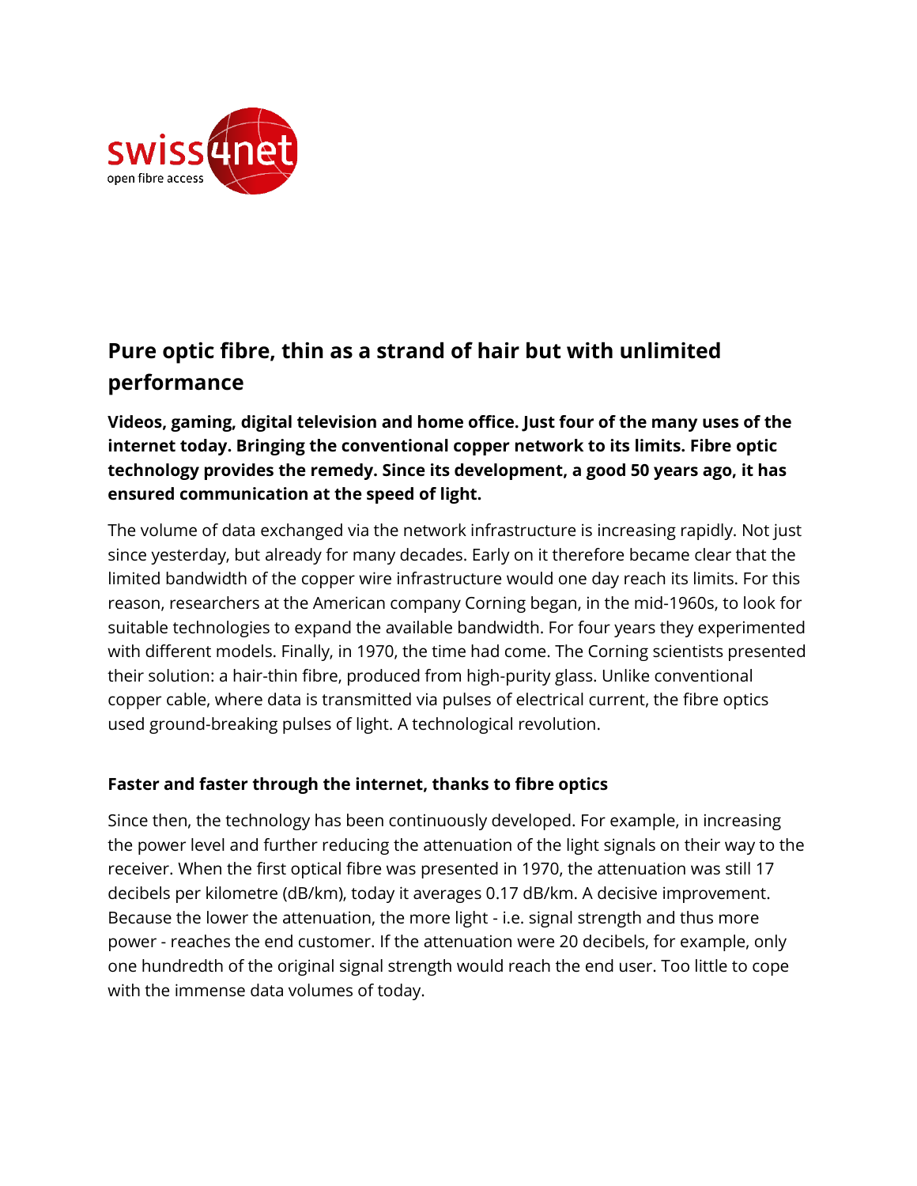# Pure optic fibre, thin as a strand of hair but with unlimited performance

**Videos, gaming, digital television and home office. Just four of the many uses of the internet today. Bringing the conventional copper network to its limits. Fibre optic technology provides the remedy. Since its development, a good 50 years ago, it has ensured communication at the speed of light.**

The volume of data exchanged via the network infrastructure is increasing rapidly. Not just since yesterday, but already for many decades. Early on it therefore became clear that the limited bandwidth of the copper wire infrastructure would one day reach its limits. For this reason, researchers at the American company Corning began, in the mid-1960s, to look for suitable technologies to expand the available bandwidth. For four years they experimented with different models. Finally, in 1970, the time had come. The Corning scientists presented their solution: a hair-thin fibre, produced from high-purity glass. Unlike conventional copper cable, where data is transmitted via pulses of electrical current, the fibre optics used ground-breaking pulses of light. A technological revolution.

### Faster and faster through the internet, thanks to fibre optics

Since then, the technology has been continuously developed. For example, in increasing the power level and further reducing the attenuation of the light signals on their way to the receiver. When the first optical fibre was presented in 1970, the attenuation was still 17 decibels per kilometre (dB/km), today it averages 0.17 dB/km. A decisive improvement. Because the lower the attenuation, the more light - i.e. signal strength and thus more power - reaches the end customer. If the attenuation were 20 decibels, for example, only one hundredth of the original signal strength would reach the end user. Too little to cope with the immense data volumes of today.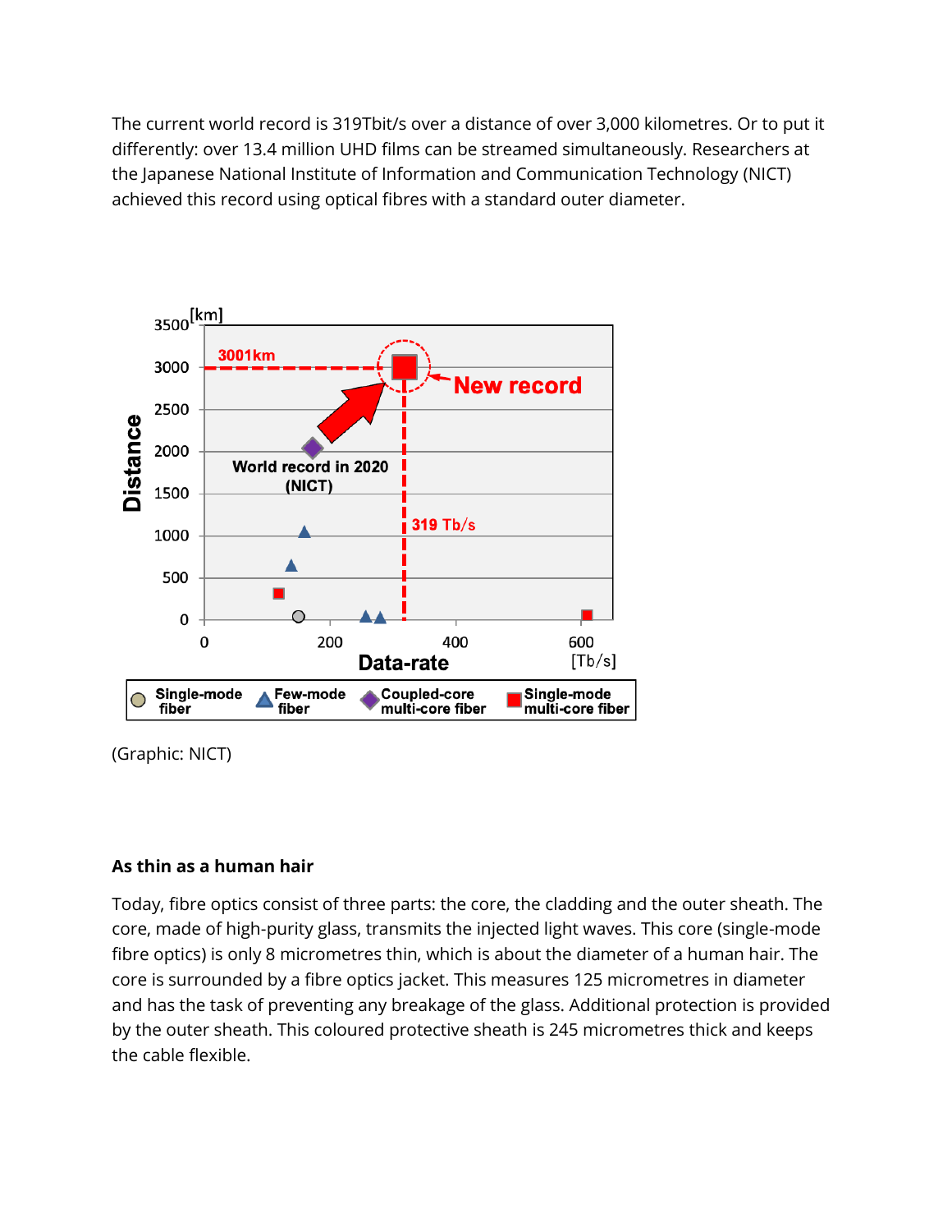The current world record is 319Tbit/s over a distance of over 3,000 kilometres. Or to put it differently: over 13.4 million UHD films can be streamed simultaneously. Researchers at the Japanese National Institute of Information and Communication Technology (NICT) achieved this record using optical fibres with a standard outer diameter.

(Graphic: NICT)

## As thin as a human hair

Today, fibre optics consist of three parts: the core, the cladding and the outer sheath. The core, made of high-purity glass, transmits the injected light waves. This core (single-mode fibre optics) is only 8 micrometres thin, which is about the diameter of a human hair. The core is surrounded by a fibre optics jacket. This measures 125 micrometres in diameter and has the task of preventing any breakage of the glass. Additional protection is provided by the outer sheath. This coloured protective sheath is 245 micrometres thick and keeps the cable flexible.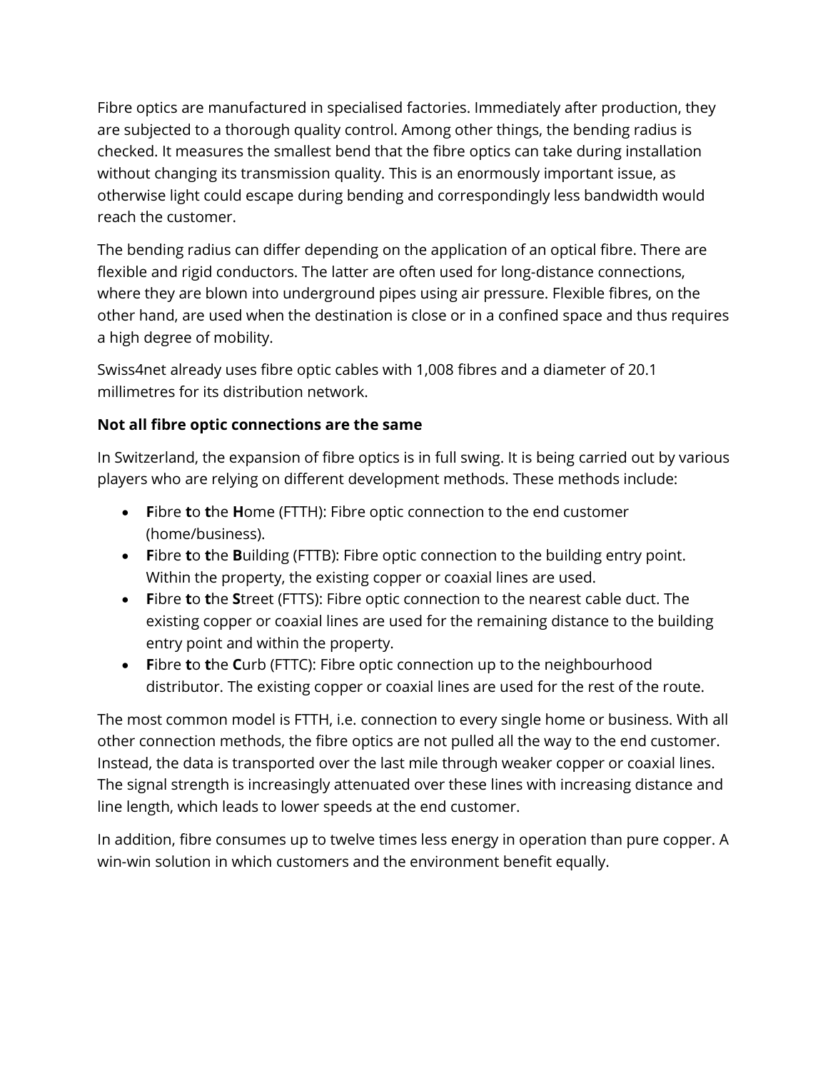Fibre optics are manufactured in specialised factories. Immediately after production, they are subjected to a thorough quality control. Among other things, the bending radius is checked. It measures the smallest bend that the fibre optics can take during installation without changing its transmission quality. This is an enormously important issue, as otherwise light could escape during bending and correspondingly less bandwidth would reach the customer.

The bending radius can differ depending on the application of an optical fibre. There are flexible and rigid conductors. The latter are often used for long-distance connections, where they are blown into underground pipes using air pressure. Flexible fibres, on the other hand, are used when the destination is close or in a confined space and thus requires a high degree of mobility.

Swiss4net already uses fibre optic cables with 1,008 fibres and a diameter of 20.1 millimetres for its distribution network.

**Not all fibre optic connections are the same**

In Switzerland, the expansion of fibre optics is in full swing. It is being carried out by various players who are relying on different development methods. These methods include:

- **F**ibre **t**o **t**he **H**ome (FTTH): Fibre optic connection to the end customer (home/business).
- **F**ibre **t**o **t**he **B**uilding (FTTB): Fibre optic connection to the building entry point. Within the property, the existing copper or coaxial lines are used.
- **F**ibre **t**o **t**he **S**treet (FTTS): Fibre optic connection to the nearest cable duct. The existing copper or coaxial lines are used for the remaining distance to the building entry point and within the property.
- **F**ibre **t**o **t**he **C**urb (FTTC): Fibre optic connection up to the neighbourhood distributor. The existing copper or coaxial lines are used for the rest of the route.

The most common model is FTTH, i.e. connection to every single home or business. With all other connection methods, the fibre optics are not pulled all the way to the end customer. Instead, the data is transported over the last mile through weaker copper or coaxial lines. The signal strength is increasingly attenuated over these lines with increasing distance and line length, which leads to lower speeds at the end customer.

In addition, fibre consumes up to twelve times less energy in operation than pure copper. A win-win solution in which customers and the environment benefit equally.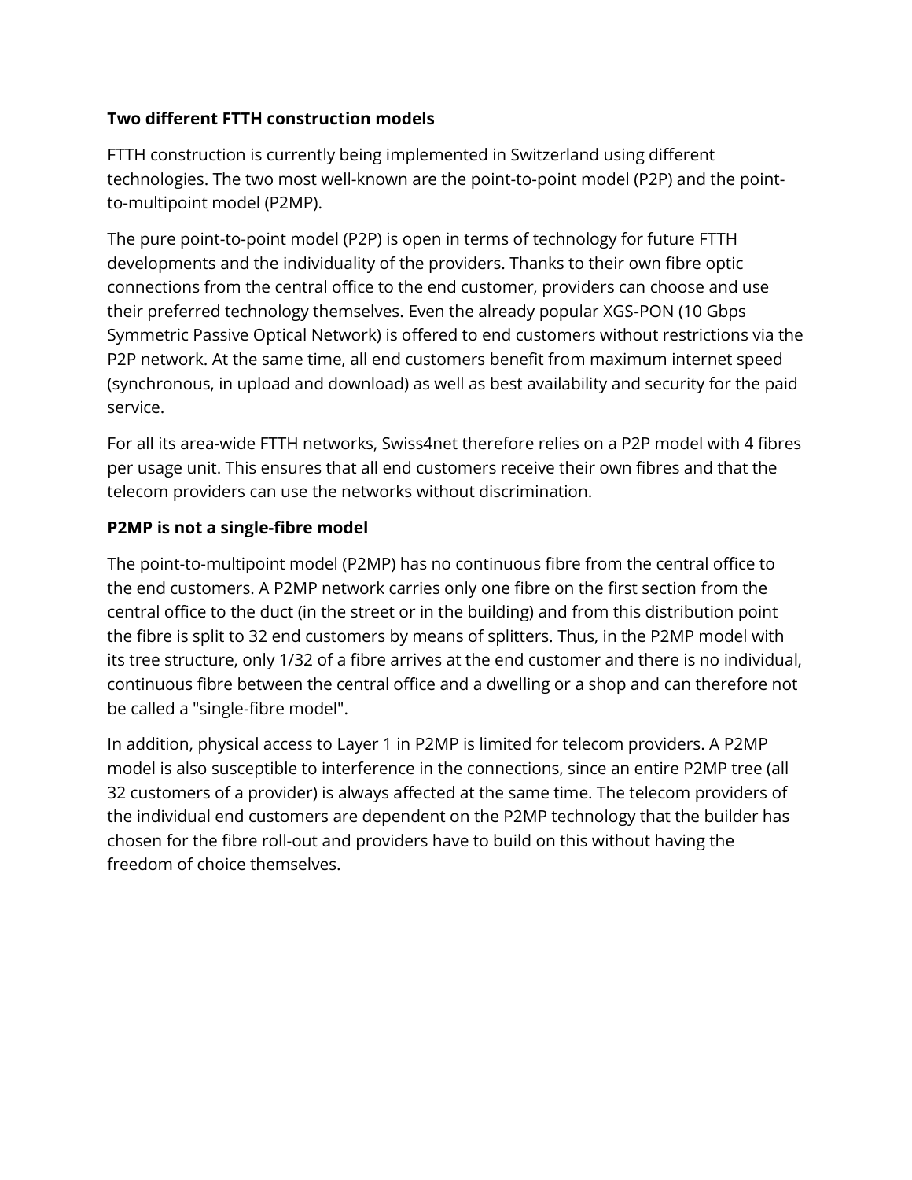**Two different FTTH construction models**

FTTH construction is currently being implemented in Switzerland using different technologies. The two most well-known are the point-to-point model (P2P) and the point-to-multipoint model (P2MP).

The pure point-to-point model (P2P) is open in terms of technology for future FTTH developments and the individuality of the providers. Thanks to their own fibre optic connections from the central office to the end customer, providers can choose and use their preferred technology themselves. Even the already popular XGS-PON (10 Gbps Symmetric Passive Optical Network) is offered to end customers without restrictions via the P2P network. At the same time, all end customers benefit from maximum internet speed (synchronous, in upload and download) as well as best availability and security for the paid service.

For all its area-wide FTTH networks, Swiss4net therefore relies on a P2P model with 4 fibres per usage unit. This ensures that all end customers receive their own fibres and that the telecom providers can use the networks without discrimination.

**P2MP is not a single-fibre model**

The point-to-multipoint model (P2MP) has no continuous fibre from the central office to the end customers. A P2MP network carries only one fibre on the first section from the central office to the duct (in the street or in the building) and from this distribution point the fibre is split to 32 end customers by means of splitters. Thus, in the P2MP model with its tree structure, only 1/32 of a fibre arrives at the end customer and there is no individual, continuous fibre between the central office and a dwelling or a shop and can therefore not be called a "single-fibre model".

In addition, physical access to Layer 1 in P2MP is limited for telecom providers. A P2MP model is also susceptible to interference in the connections, since an entire P2MP tree (all 32 customers of a provider) is always affected at the same time. The telecom providers of the individual end customers are dependent on the P2MP technology that the builder has chosen for the fibre roll-out and providers have to build on this without having the freedom of choice themselves.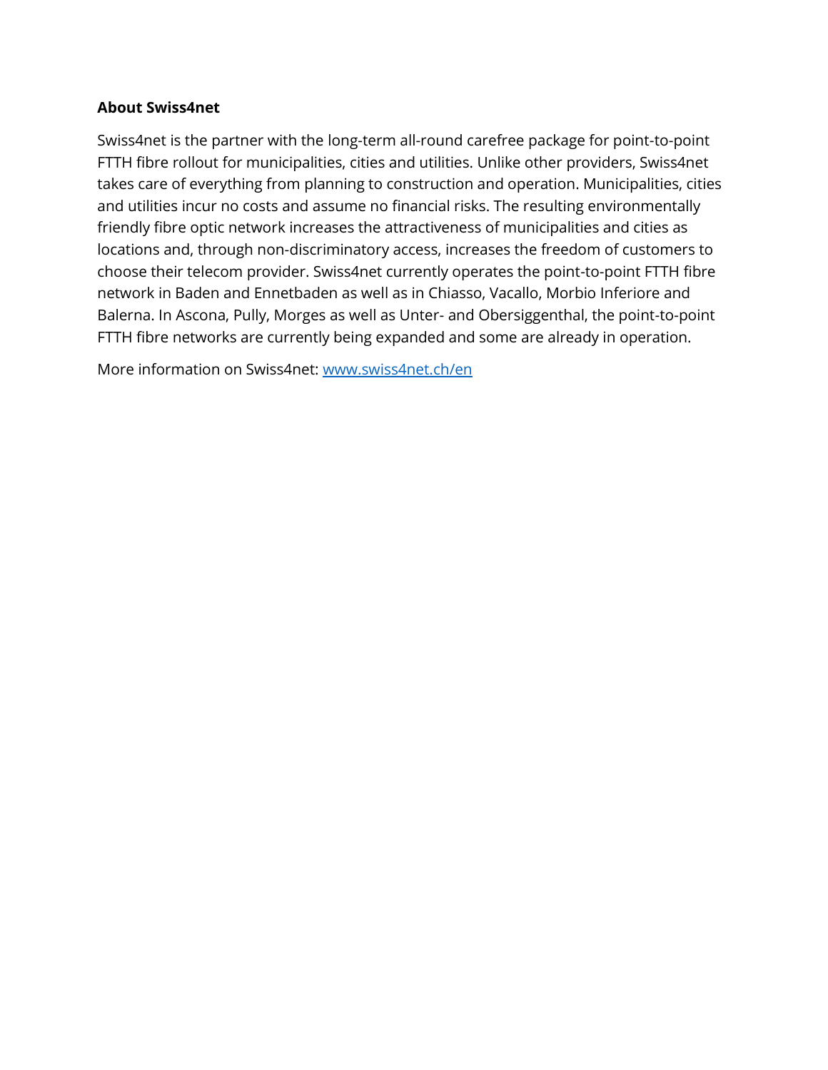**About Swiss4net**

Swiss4net is the partner with the long-term all-round carefree package for point-to-point FTTH fibre rollout for municipalities, cities and utilities. Unlike other providers, Swiss4net takes care of everything from planning to construction and operation. Municipalities, cities and utilities incur no costs and assume no financial risks. The resulting environmentally friendly fibre optic network increases the attractiveness of municipalities and cities as locations and, through non-discriminatory access, increases the freedom of customers to choose their telecom provider. Swiss4net currently operates the point-to-point FTTH fibre network in Baden and Ennetbaden as well as in Chiasso, Vacallo, Morbio Inferiore and Balerna. In Ascona, Pully, Morges as well as Unter- and Obersiggenthal, the point-to-point FTTH fibre networks are currently being expanded and some are already in operation.

More information on Swiss4net: [www.swiss4net.ch/en](http://www.swiss4net.ch/en)